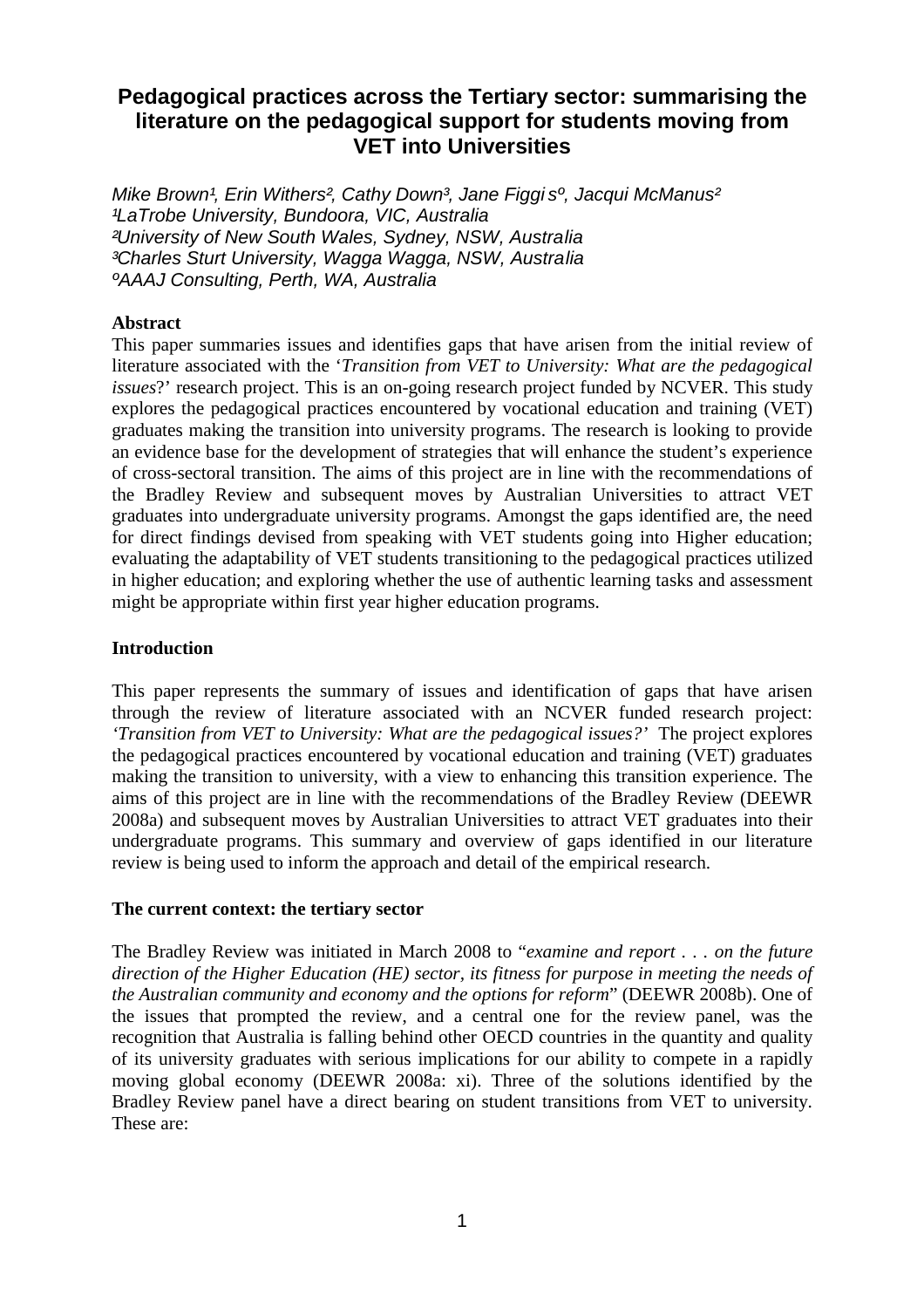# Pedagogical practices across the Tertiary sector: summarising the literature on the pedagogical support for students moving from VET into Universities

*Mike Brown[1], Erin Withers[2], Cathy Down[3], Jane Figgis[o], Jacqui McManus[2]*
*[1]LaTrobe University, Bundoora, VIC, Australia*
*[2]University of New South Wales, Sydney, NSW, Australia*
*[3]Charles Sturt University, Wagga Wagga, NSW, Australia*
*[o]AAAJ Consulting, Perth, WA, Australia*

**Abstract**

This paper summaries issues and identifies gaps that have arisen from the initial review of literature associated with the '*Transition from VET to University: What are the pedagogical issues*?' research project. This is an on-going research project funded by NCVER. This study explores the pedagogical practices encountered by vocational education and training (VET) graduates making the transition into university programs. The research is looking to provide an evidence base for the development of strategies that will enhance the student's experience of cross-sectoral transition. The aims of this project are in line with the recommendations of the Bradley Review and subsequent moves by Australian Universities to attract VET graduates into undergraduate university programs. Amongst the gaps identified are, the need for direct findings devised from speaking with VET students going into Higher education; evaluating the adaptability of VET students transitioning to the pedagogical practices utilized in higher education; and exploring whether the use of authentic learning tasks and assessment might be appropriate within first year higher education programs.

## Introduction

This paper represents the summary of issues and identification of gaps that have arisen through the review of literature associated with an NCVER funded research project: *'Transition from VET to University: What are the pedagogical issues?'* The project explores the pedagogical practices encountered by vocational education and training (VET) graduates making the transition to university, with a view to enhancing this transition experience. The aims of this project are in line with the recommendations of the Bradley Review (DEEWR 2008a) and subsequent moves by Australian Universities to attract VET graduates into their undergraduate programs. This summary and overview of gaps identified in our literature review is being used to inform the approach and detail of the empirical research.

## The current context: the tertiary sector

The Bradley Review was initiated in March 2008 to "*examine and report . . . on the future direction of the Higher Education (HE) sector, its fitness for purpose in meeting the needs of the Australian community and economy and the options for reform*" (DEEWR 2008b). One of the issues that prompted the review, and a central one for the review panel, was the recognition that Australia is falling behind other OECD countries in the quantity and quality of its university graduates with serious implications for our ability to compete in a rapidly moving global economy (DEEWR 2008a: xi). Three of the solutions identified by the Bradley Review panel have a direct bearing on student transitions from VET to university. These are: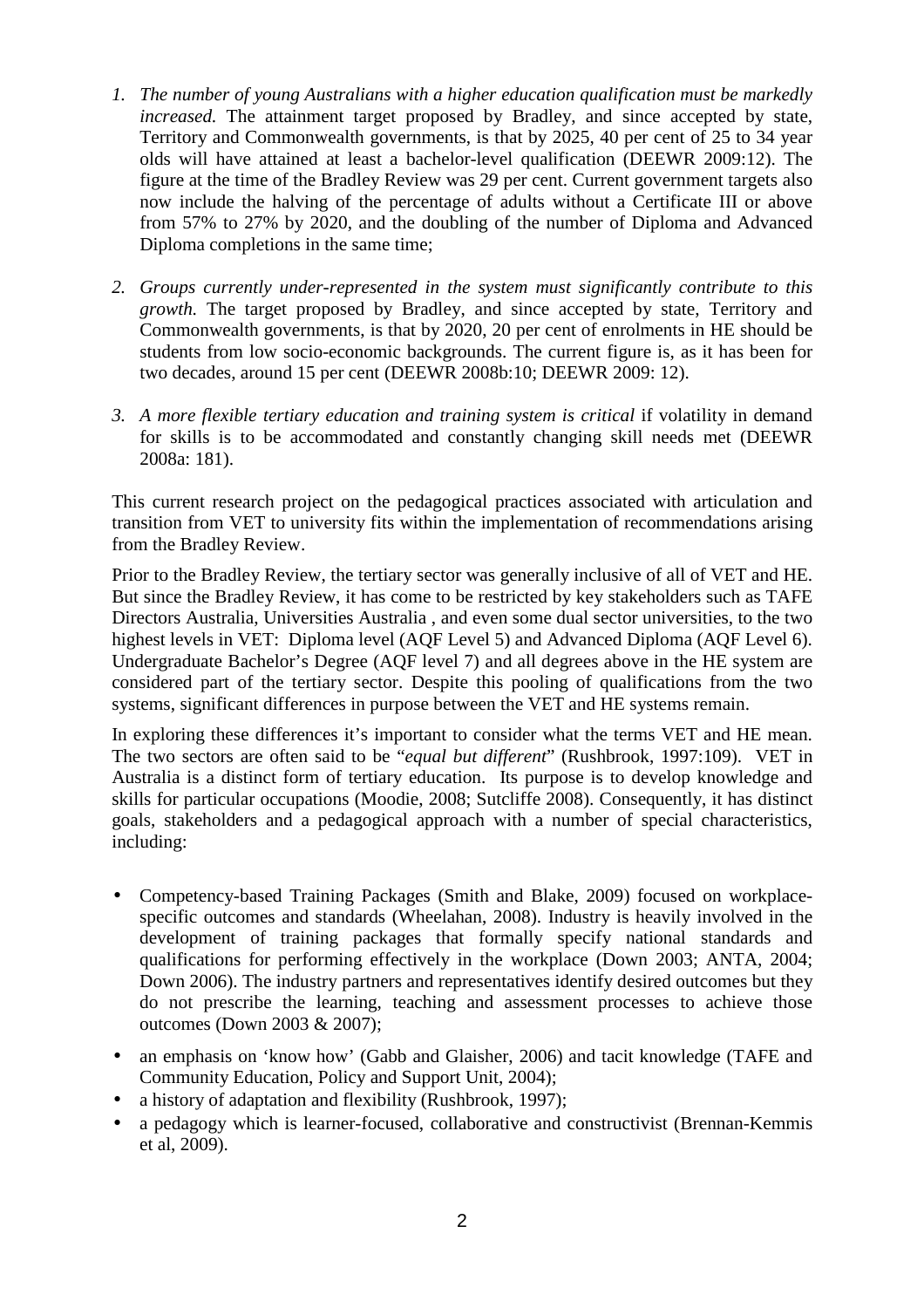1. *The number of young Australians with a higher education qualification must be markedly increased.* The attainment target proposed by Bradley, and since accepted by state, Territory and Commonwealth governments, is that by 2025, 40 per cent of 25 to 34 year olds will have attained at least a bachelor-level qualification (DEEWR 2009:12). The figure at the time of the Bradley Review was 29 per cent. Current government targets also now include the halving of the percentage of adults without a Certificate III or above from 57% to 27% by 2020, and the doubling of the number of Diploma and Advanced Diploma completions in the same time;

2. *Groups currently under-represented in the system must significantly contribute to this growth.* The target proposed by Bradley, and since accepted by state, Territory and Commonwealth governments, is that by 2020, 20 per cent of enrolments in HE should be students from low socio-economic backgrounds. The current figure is, as it has been for two decades, around 15 per cent (DEEWR 2008b:10; DEEWR 2009: 12).

3. *A more flexible tertiary education and training system is critical* if volatility in demand for skills is to be accommodated and constantly changing skill needs met (DEEWR 2008a: 181).

This current research project on the pedagogical practices associated with articulation and transition from VET to university fits within the implementation of recommendations arising from the Bradley Review.

Prior to the Bradley Review, the tertiary sector was generally inclusive of all of VET and HE. But since the Bradley Review, it has come to be restricted by key stakeholders such as TAFE Directors Australia, Universities Australia , and even some dual sector universities, to the two highest levels in VET: Diploma level (AQF Level 5) and Advanced Diploma (AQF Level 6). Undergraduate Bachelor's Degree (AQF level 7) and all degrees above in the HE system are considered part of the tertiary sector. Despite this pooling of qualifications from the two systems, significant differences in purpose between the VET and HE systems remain.

In exploring these differences it's important to consider what the terms VET and HE mean. The two sectors are often said to be "*equal but different*" (Rushbrook, 1997:109). VET in Australia is a distinct form of tertiary education. Its purpose is to develop knowledge and skills for particular occupations (Moodie, 2008; Sutcliffe 2008). Consequently, it has distinct goals, stakeholders and a pedagogical approach with a number of special characteristics, including:

- Competency-based Training Packages (Smith and Blake, 2009) focused on workplace-specific outcomes and standards (Wheelahan, 2008). Industry is heavily involved in the development of training packages that formally specify national standards and qualifications for performing effectively in the workplace (Down 2003; ANTA, 2004; Down 2006). The industry partners and representatives identify desired outcomes but they do not prescribe the learning, teaching and assessment processes to achieve those outcomes (Down 2003 & 2007);
- an emphasis on 'know how' (Gabb and Glaisher, 2006) and tacit knowledge (TAFE and Community Education, Policy and Support Unit, 2004);
- a history of adaptation and flexibility (Rushbrook, 1997);
- a pedagogy which is learner-focused, collaborative and constructivist (Brennan-Kemmis et al, 2009).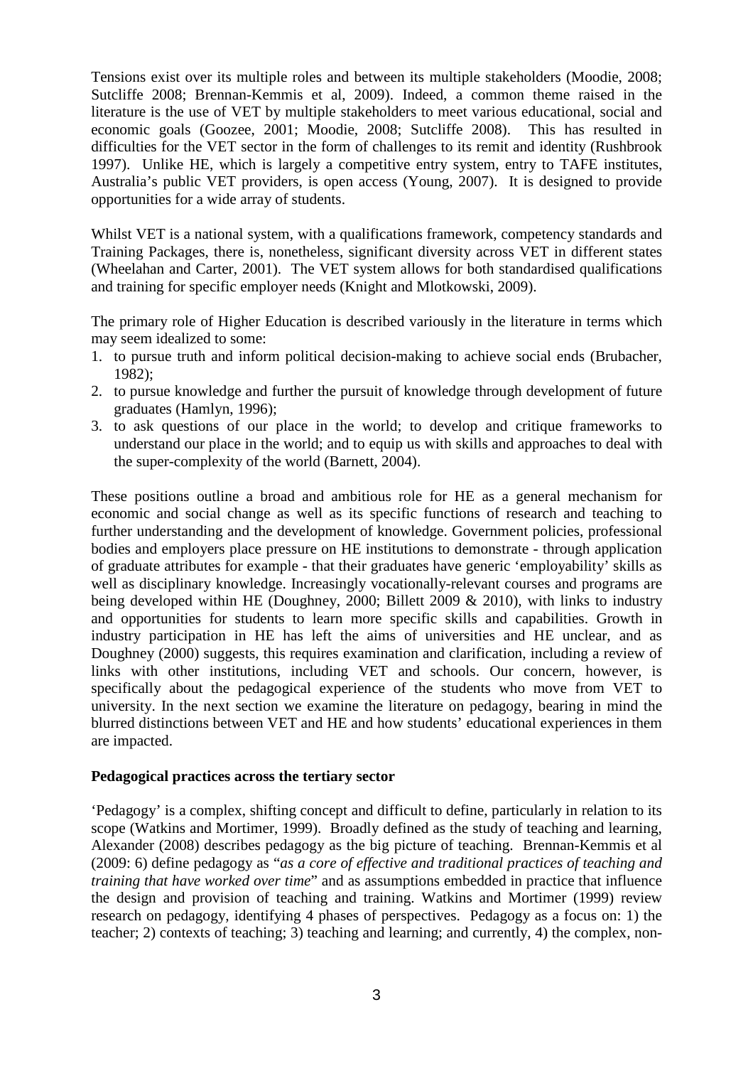Tensions exist over its multiple roles and between its multiple stakeholders (Moodie, 2008; Sutcliffe 2008; Brennan-Kemmis et al, 2009). Indeed, a common theme raised in the literature is the use of VET by multiple stakeholders to meet various educational, social and economic goals (Goozee, 2001; Moodie, 2008; Sutcliffe 2008). This has resulted in difficulties for the VET sector in the form of challenges to its remit and identity (Rushbrook 1997). Unlike HE, which is largely a competitive entry system, entry to TAFE institutes, Australia's public VET providers, is open access (Young, 2007). It is designed to provide opportunities for a wide array of students.

Whilst VET is a national system, with a qualifications framework, competency standards and Training Packages, there is, nonetheless, significant diversity across VET in different states (Wheelahan and Carter, 2001). The VET system allows for both standardised qualifications and training for specific employer needs (Knight and Mlotkowski, 2009).

The primary role of Higher Education is described variously in the literature in terms which may seem idealized to some:

1. to pursue truth and inform political decision-making to achieve social ends (Brubacher, 1982);
2. to pursue knowledge and further the pursuit of knowledge through development of future graduates (Hamlyn, 1996);
3. to ask questions of our place in the world; to develop and critique frameworks to understand our place in the world; and to equip us with skills and approaches to deal with the super-complexity of the world (Barnett, 2004).

These positions outline a broad and ambitious role for HE as a general mechanism for economic and social change as well as its specific functions of research and teaching to further understanding and the development of knowledge. Government policies, professional bodies and employers place pressure on HE institutions to demonstrate - through application of graduate attributes for example - that their graduates have generic 'employability' skills as well as disciplinary knowledge. Increasingly vocationally-relevant courses and programs are being developed within HE (Doughney, 2000; Billett 2009 & 2010), with links to industry and opportunities for students to learn more specific skills and capabilities. Growth in industry participation in HE has left the aims of universities and HE unclear, and as Doughney (2000) suggests, this requires examination and clarification, including a review of links with other institutions, including VET and schools. Our concern, however, is specifically about the pedagogical experience of the students who move from VET to university. In the next section we examine the literature on pedagogy, bearing in mind the blurred distinctions between VET and HE and how students' educational experiences in them are impacted.

**Pedagogical practices across the tertiary sector**

'Pedagogy' is a complex, shifting concept and difficult to define, particularly in relation to its scope (Watkins and Mortimer, 1999). Broadly defined as the study of teaching and learning, Alexander (2008) describes pedagogy as the big picture of teaching. Brennan-Kemmis et al (2009: 6) define pedagogy as "*as a core of effective and traditional practices of teaching and training that have worked over time*" and as assumptions embedded in practice that influence the design and provision of teaching and training. Watkins and Mortimer (1999) review research on pedagogy, identifying 4 phases of perspectives. Pedagogy as a focus on: 1) the teacher; 2) contexts of teaching; 3) teaching and learning; and currently, 4) the complex, non-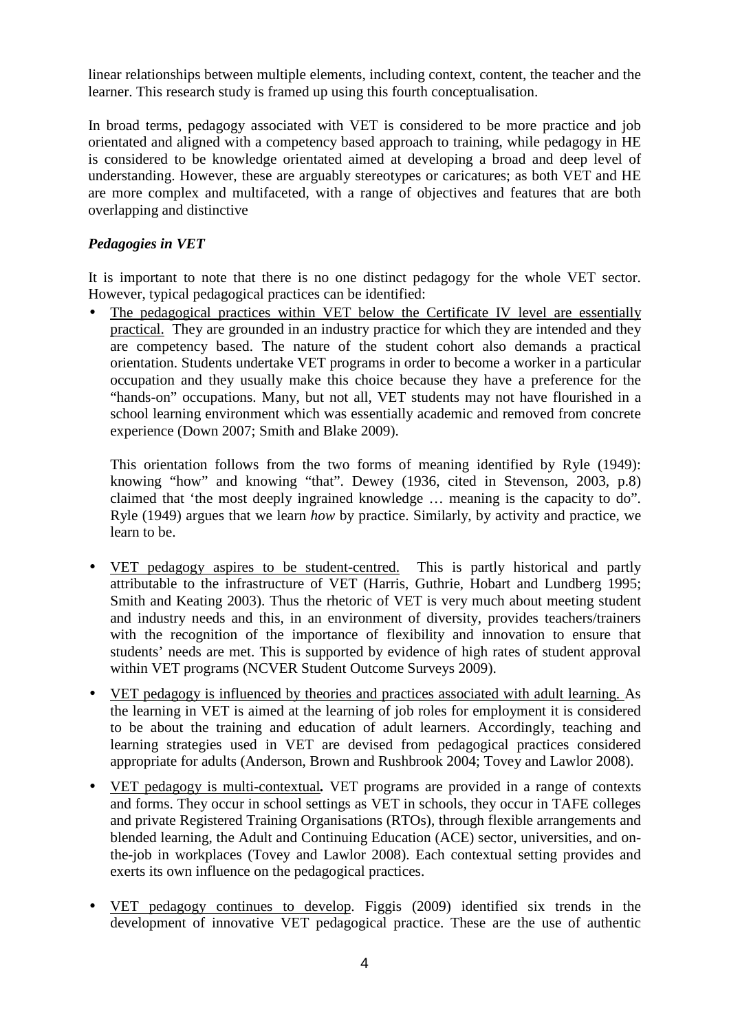linear relationships between multiple elements, including context, content, the teacher and the learner. This research study is framed up using this fourth conceptualisation.

In broad terms, pedagogy associated with VET is considered to be more practice and job orientated and aligned with a competency based approach to training, while pedagogy in HE is considered to be knowledge orientated aimed at developing a broad and deep level of understanding. However, these are arguably stereotypes or caricatures; as both VET and HE are more complex and multifaceted, with a range of objectives and features that are both overlapping and distinctive

***Pedagogies in VET***

It is important to note that there is no one distinct pedagogy for the whole VET sector. However, typical pedagogical practices can be identified:

- <u>The pedagogical practices within VET below the Certificate IV level are essentially practical.</u> They are grounded in an industry practice for which they are intended and they are competency based. The nature of the student cohort also demands a practical orientation. Students undertake VET programs in order to become a worker in a particular occupation and they usually make this choice because they have a preference for the "hands-on" occupations. Many, but not all, VET students may not have flourished in a school learning environment which was essentially academic and removed from concrete experience (Down 2007; Smith and Blake 2009).

  This orientation follows from the two forms of meaning identified by Ryle (1949): knowing "how" and knowing "that". Dewey (1936, cited in Stevenson, 2003, p.8) claimed that 'the most deeply ingrained knowledge … meaning is the capacity to do". Ryle (1949) argues that we learn *how* by practice. Similarly, by activity and practice, we learn to be.

- <u>VET pedagogy aspires to be student-centred.</u> This is partly historical and partly attributable to the infrastructure of VET (Harris, Guthrie, Hobart and Lundberg 1995; Smith and Keating 2003). Thus the rhetoric of VET is very much about meeting student and industry needs and this, in an environment of diversity, provides teachers/trainers with the recognition of the importance of flexibility and innovation to ensure that students' needs are met. This is supported by evidence of high rates of student approval within VET programs (NCVER Student Outcome Surveys 2009).

- <u>VET pedagogy is influenced by theories and practices associated with adult learning.</u> As the learning in VET is aimed at the learning of job roles for employment it is considered to be about the training and education of adult learners. Accordingly, teaching and learning strategies used in VET are devised from pedagogical practices considered appropriate for adults (Anderson, Brown and Rushbrook 2004; Tovey and Lawlor 2008).

- <u>VET pedagogy is multi-contextual</u>**.** VET programs are provided in a range of contexts and forms. They occur in school settings as VET in schools, they occur in TAFE colleges and private Registered Training Organisations (RTOs), through flexible arrangements and blended learning, the Adult and Continuing Education (ACE) sector, universities, and on-the-job in workplaces (Tovey and Lawlor 2008). Each contextual setting provides and exerts its own influence on the pedagogical practices.

- <u>VET pedagogy continues to develop</u>. Figgis (2009) identified six trends in the development of innovative VET pedagogical practice. These are the use of authentic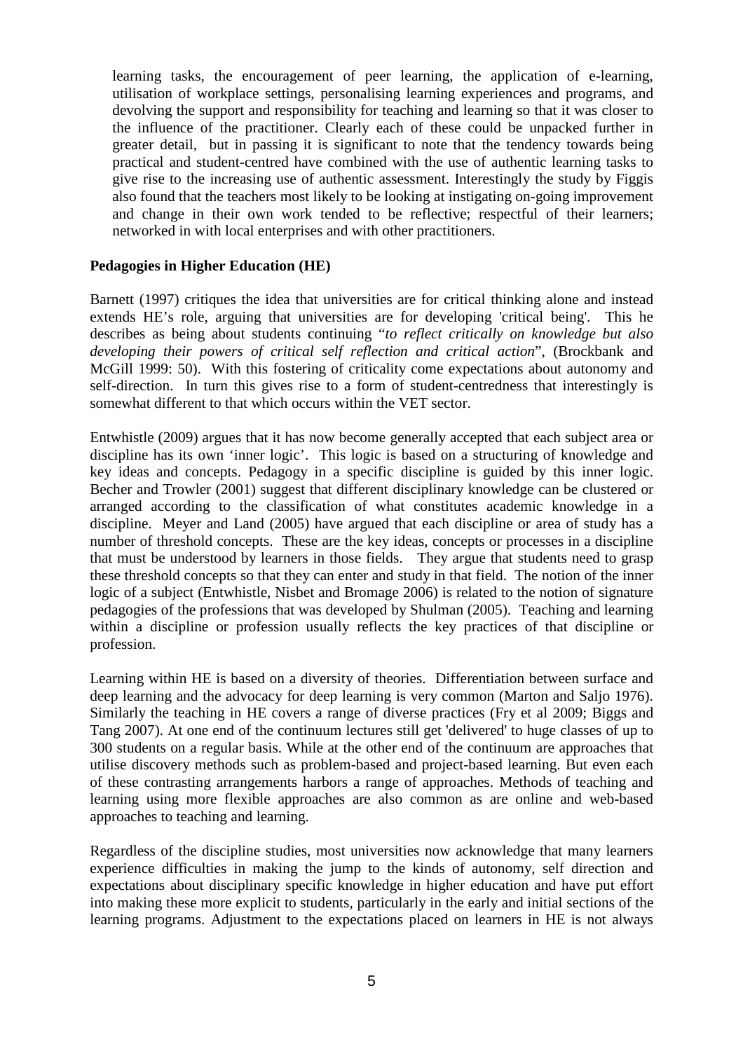learning tasks, the encouragement of peer learning, the application of e-learning, utilisation of workplace settings, personalising learning experiences and programs, and devolving the support and responsibility for teaching and learning so that it was closer to the influence of the practitioner. Clearly each of these could be unpacked further in greater detail, but in passing it is significant to note that the tendency towards being practical and student-centred have combined with the use of authentic learning tasks to give rise to the increasing use of authentic assessment. Interestingly the study by Figgis also found that the teachers most likely to be looking at instigating on-going improvement and change in their own work tended to be reflective; respectful of their learners; networked in with local enterprises and with other practitioners.

**Pedagogies in Higher Education (HE)**

Barnett (1997) critiques the idea that universities are for critical thinking alone and instead extends HE's role, arguing that universities are for developing 'critical being'. This he describes as being about students continuing "*to reflect critically on knowledge but also developing their powers of critical self reflection and critical action*", (Brockbank and McGill 1999: 50). With this fostering of criticality come expectations about autonomy and self-direction. In turn this gives rise to a form of student-centredness that interestingly is somewhat different to that which occurs within the VET sector.

Entwhistle (2009) argues that it has now become generally accepted that each subject area or discipline has its own 'inner logic'. This logic is based on a structuring of knowledge and key ideas and concepts. Pedagogy in a specific discipline is guided by this inner logic. Becher and Trowler (2001) suggest that different disciplinary knowledge can be clustered or arranged according to the classification of what constitutes academic knowledge in a discipline. Meyer and Land (2005) have argued that each discipline or area of study has a number of threshold concepts. These are the key ideas, concepts or processes in a discipline that must be understood by learners in those fields. They argue that students need to grasp these threshold concepts so that they can enter and study in that field. The notion of the inner logic of a subject (Entwhistle, Nisbet and Bromage 2006) is related to the notion of signature pedagogies of the professions that was developed by Shulman (2005). Teaching and learning within a discipline or profession usually reflects the key practices of that discipline or profession.

Learning within HE is based on a diversity of theories. Differentiation between surface and deep learning and the advocacy for deep learning is very common (Marton and Saljo 1976). Similarly the teaching in HE covers a range of diverse practices (Fry et al 2009; Biggs and Tang 2007). At one end of the continuum lectures still get 'delivered' to huge classes of up to 300 students on a regular basis. While at the other end of the continuum are approaches that utilise discovery methods such as problem-based and project-based learning. But even each of these contrasting arrangements harbors a range of approaches. Methods of teaching and learning using more flexible approaches are also common as are online and web-based approaches to teaching and learning.

Regardless of the discipline studies, most universities now acknowledge that many learners experience difficulties in making the jump to the kinds of autonomy, self direction and expectations about disciplinary specific knowledge in higher education and have put effort into making these more explicit to students, particularly in the early and initial sections of the learning programs. Adjustment to the expectations placed on learners in HE is not always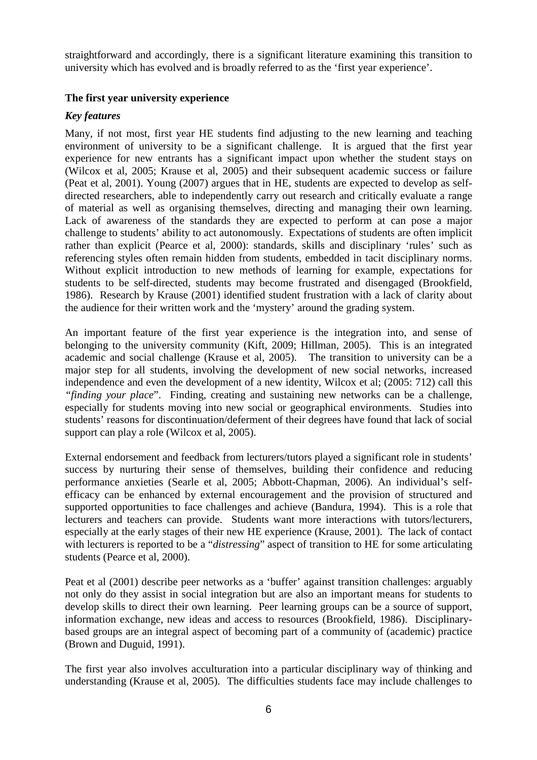straightforward and accordingly, there is a significant literature examining this transition to university which has evolved and is broadly referred to as the 'first year experience'.

## The first year university experience

### *Key features*

Many, if not most, first year HE students find adjusting to the new learning and teaching environment of university to be a significant challenge. It is argued that the first year experience for new entrants has a significant impact upon whether the student stays on (Wilcox et al, 2005; Krause et al, 2005) and their subsequent academic success or failure (Peat et al, 2001). Young (2007) argues that in HE, students are expected to develop as self-directed researchers, able to independently carry out research and critically evaluate a range of material as well as organising themselves, directing and managing their own learning. Lack of awareness of the standards they are expected to perform at can pose a major challenge to students' ability to act autonomously. Expectations of students are often implicit rather than explicit (Pearce et al, 2000): standards, skills and disciplinary 'rules' such as referencing styles often remain hidden from students, embedded in tacit disciplinary norms. Without explicit introduction to new methods of learning for example, expectations for students to be self-directed, students may become frustrated and disengaged (Brookfield, 1986). Research by Krause (2001) identified student frustration with a lack of clarity about the audience for their written work and the 'mystery' around the grading system.

An important feature of the first year experience is the integration into, and sense of belonging to the university community (Kift, 2009; Hillman, 2005). This is an integrated academic and social challenge (Krause et al, 2005). The transition to university can be a major step for all students, involving the development of new social networks, increased independence and even the development of a new identity, Wilcox et al; (2005: 712) call this "*finding your place*". Finding, creating and sustaining new networks can be a challenge, especially for students moving into new social or geographical environments. Studies into students' reasons for discontinuation/deferment of their degrees have found that lack of social support can play a role (Wilcox et al, 2005).

External endorsement and feedback from lecturers/tutors played a significant role in students' success by nurturing their sense of themselves, building their confidence and reducing performance anxieties (Searle et al, 2005; Abbott-Chapman, 2006). An individual's self-efficacy can be enhanced by external encouragement and the provision of structured and supported opportunities to face challenges and achieve (Bandura, 1994). This is a role that lecturers and teachers can provide. Students want more interactions with tutors/lecturers, especially at the early stages of their new HE experience (Krause, 2001). The lack of contact with lecturers is reported to be a "*distressing*" aspect of transition to HE for some articulating students (Pearce et al, 2000).

Peat et al (2001) describe peer networks as a 'buffer' against transition challenges: arguably not only do they assist in social integration but are also an important means for students to develop skills to direct their own learning. Peer learning groups can be a source of support, information exchange, new ideas and access to resources (Brookfield, 1986). Disciplinary-based groups are an integral aspect of becoming part of a community of (academic) practice (Brown and Duguid, 1991).

The first year also involves acculturation into a particular disciplinary way of thinking and understanding (Krause et al, 2005). The difficulties students face may include challenges to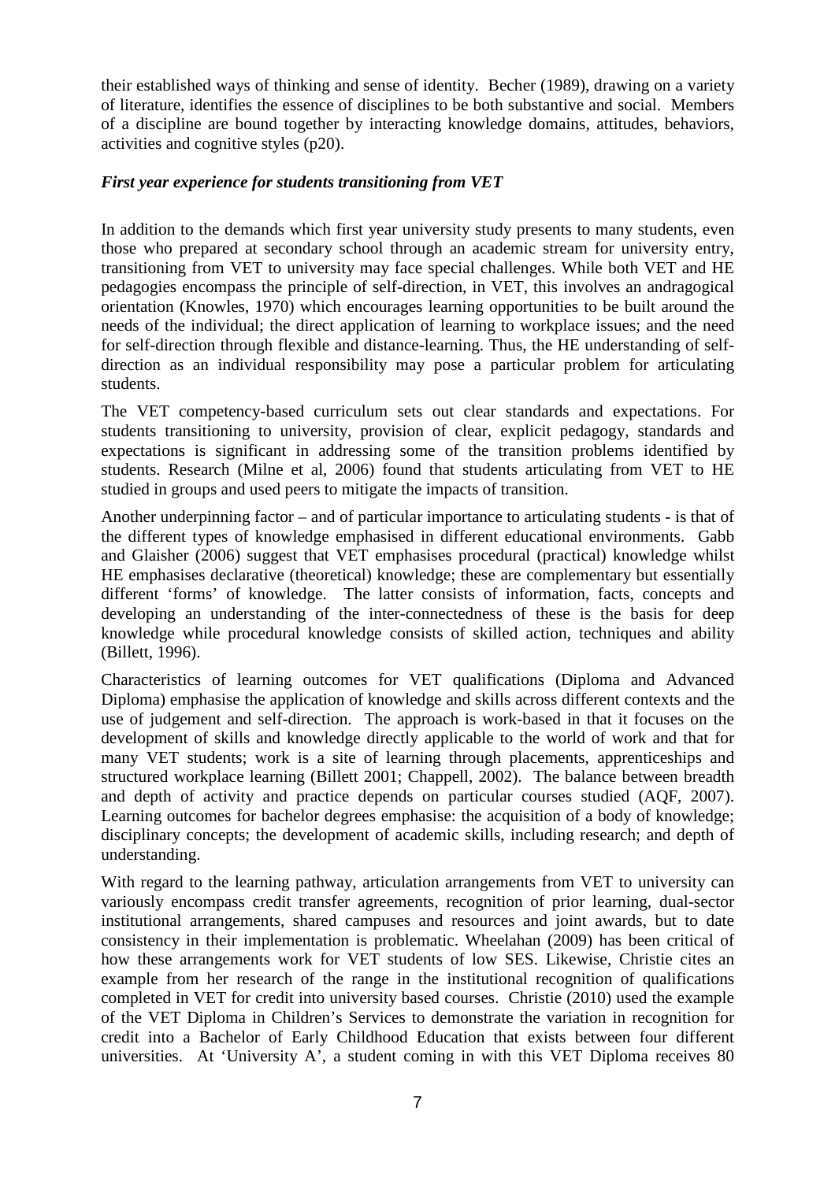their established ways of thinking and sense of identity. Becher (1989), drawing on a variety of literature, identifies the essence of disciplines to be both substantive and social. Members of a discipline are bound together by interacting knowledge domains, attitudes, behaviors, activities and cognitive styles (p20).

### *First year experience for students transitioning from VET*

In addition to the demands which first year university study presents to many students, even those who prepared at secondary school through an academic stream for university entry, transitioning from VET to university may face special challenges. While both VET and HE pedagogies encompass the principle of self-direction, in VET, this involves an andragogical orientation (Knowles, 1970) which encourages learning opportunities to be built around the needs of the individual; the direct application of learning to workplace issues; and the need for self-direction through flexible and distance-learning. Thus, the HE understanding of self-direction as an individual responsibility may pose a particular problem for articulating students.

The VET competency-based curriculum sets out clear standards and expectations. For students transitioning to university, provision of clear, explicit pedagogy, standards and expectations is significant in addressing some of the transition problems identified by students. Research (Milne et al, 2006) found that students articulating from VET to HE studied in groups and used peers to mitigate the impacts of transition.

Another underpinning factor – and of particular importance to articulating students - is that of the different types of knowledge emphasised in different educational environments. Gabb and Glaisher (2006) suggest that VET emphasises procedural (practical) knowledge whilst HE emphasises declarative (theoretical) knowledge; these are complementary but essentially different 'forms' of knowledge. The latter consists of information, facts, concepts and developing an understanding of the inter-connectedness of these is the basis for deep knowledge while procedural knowledge consists of skilled action, techniques and ability (Billett, 1996).

Characteristics of learning outcomes for VET qualifications (Diploma and Advanced Diploma) emphasise the application of knowledge and skills across different contexts and the use of judgement and self-direction. The approach is work-based in that it focuses on the development of skills and knowledge directly applicable to the world of work and that for many VET students; work is a site of learning through placements, apprenticeships and structured workplace learning (Billett 2001; Chappell, 2002). The balance between breadth and depth of activity and practice depends on particular courses studied (AQF, 2007). Learning outcomes for bachelor degrees emphasise: the acquisition of a body of knowledge; disciplinary concepts; the development of academic skills, including research; and depth of understanding.

With regard to the learning pathway, articulation arrangements from VET to university can variously encompass credit transfer agreements, recognition of prior learning, dual-sector institutional arrangements, shared campuses and resources and joint awards, but to date consistency in their implementation is problematic. Wheelahan (2009) has been critical of how these arrangements work for VET students of low SES. Likewise, Christie cites an example from her research of the range in the institutional recognition of qualifications completed in VET for credit into university based courses. Christie (2010) used the example of the VET Diploma in Children's Services to demonstrate the variation in recognition for credit into a Bachelor of Early Childhood Education that exists between four different universities. At 'University A', a student coming in with this VET Diploma receives 80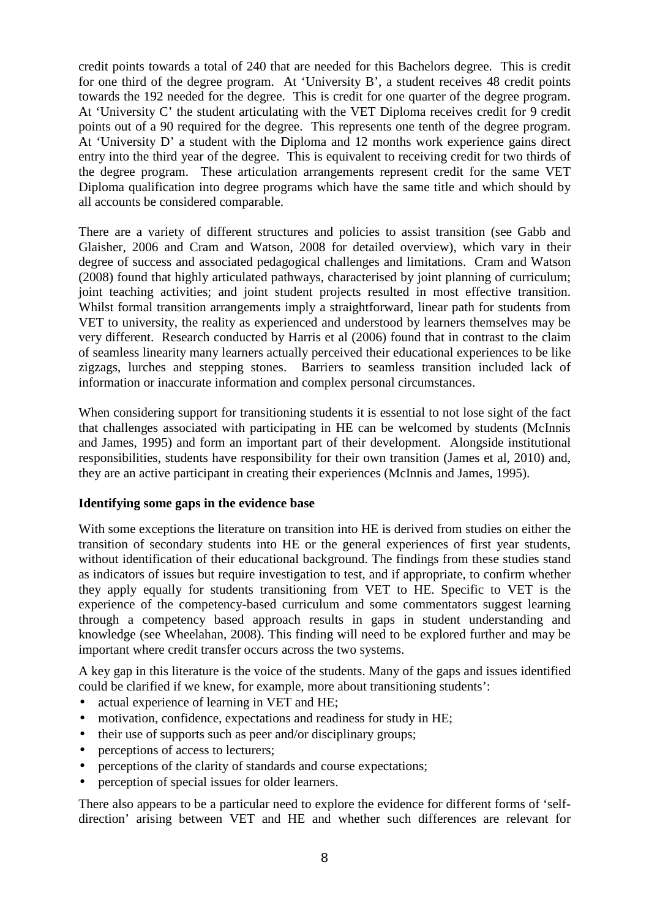credit points towards a total of 240 that are needed for this Bachelors degree. This is credit for one third of the degree program. At 'University B', a student receives 48 credit points towards the 192 needed for the degree. This is credit for one quarter of the degree program. At 'University C' the student articulating with the VET Diploma receives credit for 9 credit points out of a 90 required for the degree. This represents one tenth of the degree program. At 'University D' a student with the Diploma and 12 months work experience gains direct entry into the third year of the degree. This is equivalent to receiving credit for two thirds of the degree program. These articulation arrangements represent credit for the same VET Diploma qualification into degree programs which have the same title and which should by all accounts be considered comparable.

There are a variety of different structures and policies to assist transition (see Gabb and Glaisher, 2006 and Cram and Watson, 2008 for detailed overview), which vary in their degree of success and associated pedagogical challenges and limitations. Cram and Watson (2008) found that highly articulated pathways, characterised by joint planning of curriculum; joint teaching activities; and joint student projects resulted in most effective transition. Whilst formal transition arrangements imply a straightforward, linear path for students from VET to university, the reality as experienced and understood by learners themselves may be very different. Research conducted by Harris et al (2006) found that in contrast to the claim of seamless linearity many learners actually perceived their educational experiences to be like zigzags, lurches and stepping stones. Barriers to seamless transition included lack of information or inaccurate information and complex personal circumstances.

When considering support for transitioning students it is essential to not lose sight of the fact that challenges associated with participating in HE can be welcomed by students (McInnis and James, 1995) and form an important part of their development. Alongside institutional responsibilities, students have responsibility for their own transition (James et al, 2010) and, they are an active participant in creating their experiences (McInnis and James, 1995).

**Identifying some gaps in the evidence base**

With some exceptions the literature on transition into HE is derived from studies on either the transition of secondary students into HE or the general experiences of first year students, without identification of their educational background. The findings from these studies stand as indicators of issues but require investigation to test, and if appropriate, to confirm whether they apply equally for students transitioning from VET to HE. Specific to VET is the experience of the competency-based curriculum and some commentators suggest learning through a competency based approach results in gaps in student understanding and knowledge (see Wheelahan, 2008). This finding will need to be explored further and may be important where credit transfer occurs across the two systems.

A key gap in this literature is the voice of the students. Many of the gaps and issues identified could be clarified if we knew, for example, more about transitioning students':

- actual experience of learning in VET and HE;
- motivation, confidence, expectations and readiness for study in HE;
- their use of supports such as peer and/or disciplinary groups;
- perceptions of access to lecturers;
- perceptions of the clarity of standards and course expectations;
- perception of special issues for older learners.

There also appears to be a particular need to explore the evidence for different forms of 'self-direction' arising between VET and HE and whether such differences are relevant for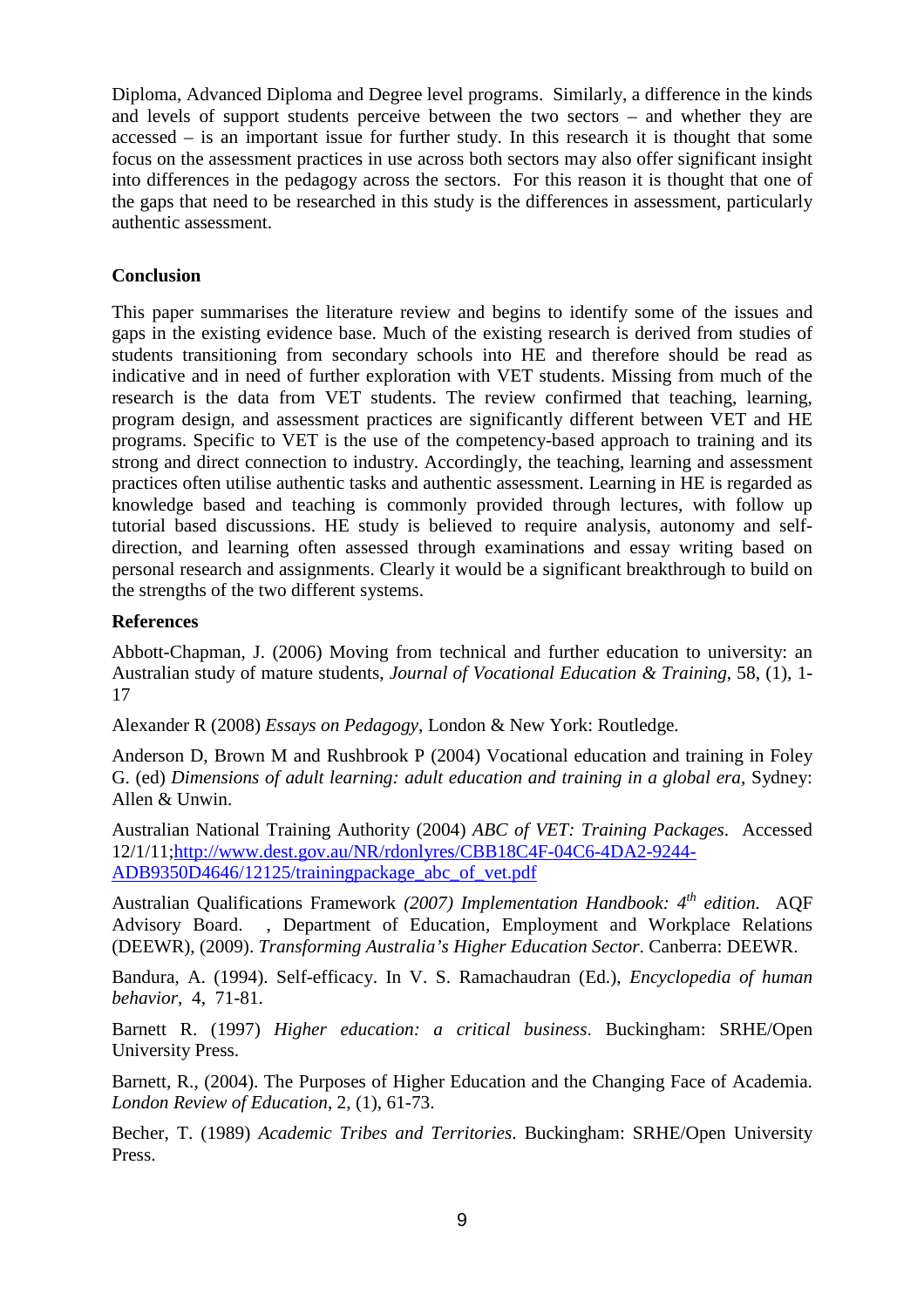Diploma, Advanced Diploma and Degree level programs. Similarly, a difference in the kinds and levels of support students perceive between the two sectors – and whether they are accessed – is an important issue for further study. In this research it is thought that some focus on the assessment practices in use across both sectors may also offer significant insight into differences in the pedagogy across the sectors. For this reason it is thought that one of the gaps that need to be researched in this study is the differences in assessment, particularly authentic assessment.

## Conclusion

This paper summarises the literature review and begins to identify some of the issues and gaps in the existing evidence base. Much of the existing research is derived from studies of students transitioning from secondary schools into HE and therefore should be read as indicative and in need of further exploration with VET students. Missing from much of the research is the data from VET students. The review confirmed that teaching, learning, program design, and assessment practices are significantly different between VET and HE programs. Specific to VET is the use of the competency-based approach to training and its strong and direct connection to industry. Accordingly, the teaching, learning and assessment practices often utilise authentic tasks and authentic assessment. Learning in HE is regarded as knowledge based and teaching is commonly provided through lectures, with follow up tutorial based discussions. HE study is believed to require analysis, autonomy and self-direction, and learning often assessed through examinations and essay writing based on personal research and assignments. Clearly it would be a significant breakthrough to build on the strengths of the two different systems.

## References

Abbott-Chapman, J. (2006) Moving from technical and further education to university: an Australian study of mature students, *Journal of Vocational Education & Training*, 58, (1), 1-17

Alexander R (2008) *Essays on Pedagogy*, London & New York: Routledge.

Anderson D, Brown M and Rushbrook P (2004) Vocational education and training in Foley G. (ed) *Dimensions of adult learning: adult education and training in a global era*, Sydney: Allen & Unwin.

Australian National Training Authority (2004) *ABC of VET: Training Packages*. Accessed 12/1/11;http://www.dest.gov.au/NR/rdonlyres/CBB18C4F-04C6-4DA2-9244-ADB9350D4646/12125/trainingpackage_abc_of_vet.pdf

Australian Qualifications Framework *(2007) Implementation Handbook: 4th edition.* AQF Advisory Board. , Department of Education, Employment and Workplace Relations (DEEWR), (2009). *Transforming Australia's Higher Education Sector*. Canberra: DEEWR.

Bandura, A. (1994). Self-efficacy. In V. S. Ramachaudran (Ed.), *Encyclopedia of human behavior*, 4, 71-81.

Barnett R. (1997) *Higher education: a critical business*. Buckingham: SRHE/Open University Press.

Barnett, R., (2004). The Purposes of Higher Education and the Changing Face of Academia. *London Review of Education*, 2, (1), 61-73.

Becher, T. (1989) *Academic Tribes and Territories*. Buckingham: SRHE/Open University Press.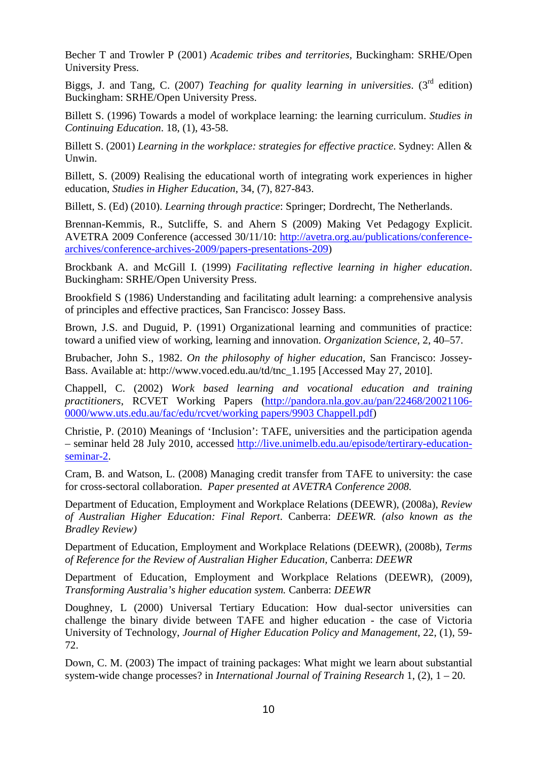Becher T and Trowler P (2001) *Academic tribes and territories*, Buckingham: SRHE/Open University Press.

Biggs, J. and Tang, C. (2007) *Teaching for quality learning in universities*. (3rd edition) Buckingham: SRHE/Open University Press.

Billett S. (1996) Towards a model of workplace learning: the learning curriculum. *Studies in Continuing Education*. 18, (1), 43-58.

Billett S. (2001) *Learning in the workplace: strategies for effective practice*. Sydney: Allen & Unwin.

Billett, S. (2009) Realising the educational worth of integrating work experiences in higher education, *Studies in Higher Education*, 34, (7), 827-843.

Billett, S. (Ed) (2010). *Learning through practice*: Springer; Dordrecht, The Netherlands.

Brennan-Kemmis, R., Sutcliffe, S. and Ahern S (2009) Making Vet Pedagogy Explicit. AVETRA 2009 Conference (accessed 30/11/10: [http://avetra.org.au/publications/conference-archives/conference-archives-2009/papers-presentations-209](http://avetra.org.au/publications/conference-archives/conference-archives-2009/papers-presentations-209))

Brockbank A. and McGill I. (1999) *Facilitating reflective learning in higher education*. Buckingham: SRHE/Open University Press.

Brookfield S (1986) Understanding and facilitating adult learning: a comprehensive analysis of principles and effective practices, San Francisco: Jossey Bass.

Brown, J.S. and Duguid, P. (1991) Organizational learning and communities of practice: toward a unified view of working, learning and innovation. *Organization Science*, 2, 40–57.

Brubacher, John S., 1982. *On the philosophy of higher education*, San Francisco: Jossey-Bass. Available at: http://www.voced.edu.au/td/tnc_1.195 [Accessed May 27, 2010].

Chappell, C. (2002) *Work based learning and vocational education and training practitioners*, RCVET Working Papers ([http://pandora.nla.gov.au/pan/22468/20021106-0000/www.uts.edu.au/fac/edu/rcvet/working papers/9903 Chappell.pdf](http://pandora.nla.gov.au/pan/22468/20021106-0000/www.uts.edu.au/fac/edu/rcvet/working papers/9903 Chappell.pdf))

Christie, P. (2010) Meanings of 'Inclusion': TAFE, universities and the participation agenda – seminar held 28 July 2010, accessed [http://live.unimelb.edu.au/episode/tertiary-education-seminar-2](http://live.unimelb.edu.au/episode/tertiary-education-seminar-2).

Cram, B. and Watson, L. (2008) Managing credit transfer from TAFE to university: the case for cross-sectoral collaboration. *Paper presented at AVETRA Conference 2008.*

Department of Education, Employment and Workplace Relations (DEEWR), (2008a), *Review of Australian Higher Education: Final Report*. Canberra: *DEEWR. (also known as the Bradley Review)*

Department of Education, Employment and Workplace Relations (DEEWR), (2008b), *Terms of Reference for the Review of Australian Higher Education,* Canberra: *DEEWR*

Department of Education, Employment and Workplace Relations (DEEWR), (2009), *Transforming Australia's higher education system.* Canberra: *DEEWR*

Doughney, L (2000) Universal Tertiary Education: How dual-sector universities can challenge the binary divide between TAFE and higher education - the case of Victoria University of Technology, *Journal of Higher Education Policy and Management*, 22, (1), 59-72.

Down, C. M. (2003) The impact of training packages: What might we learn about substantial system-wide change processes? in *International Journal of Training Research* 1, (2), 1 – 20.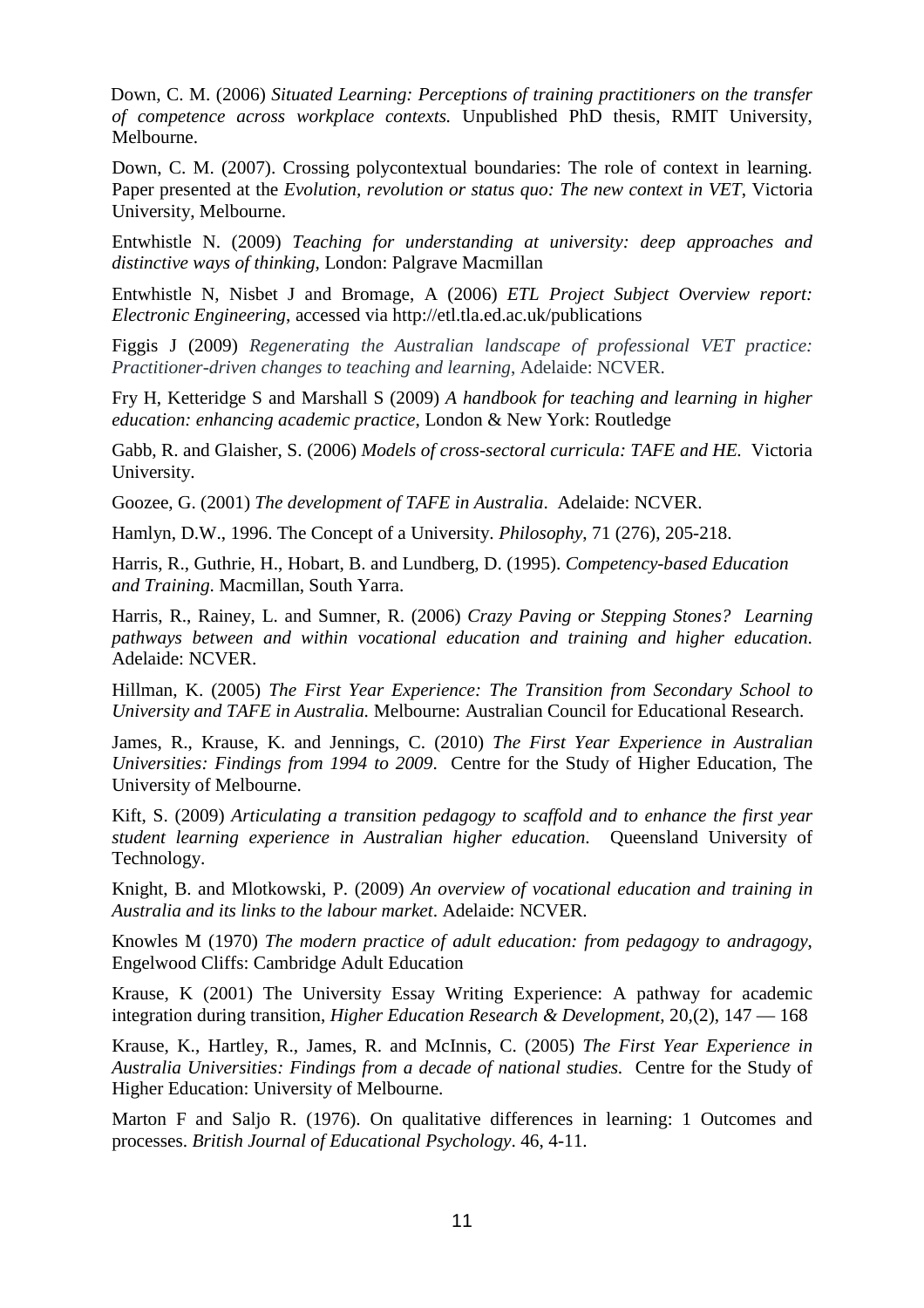Down, C. M. (2006) *Situated Learning: Perceptions of training practitioners on the transfer of competence across workplace contexts.* Unpublished PhD thesis, RMIT University, Melbourne.

Down, C. M. (2007). Crossing polycontextual boundaries: The role of context in learning. Paper presented at the *Evolution, revolution or status quo: The new context in VET*, Victoria University, Melbourne.

Entwhistle N. (2009) *Teaching for understanding at university: deep approaches and distinctive ways of thinking*, London: Palgrave Macmillan

Entwhistle N, Nisbet J and Bromage, A (2006) *ETL Project Subject Overview report: Electronic Engineering*, accessed via http://etl.tla.ed.ac.uk/publications

Figgis J (2009) *Regenerating the Australian landscape of professional VET practice: Practitioner-driven changes to teaching and learning*, Adelaide: NCVER.

Fry H, Ketteridge S and Marshall S (2009) *A handbook for teaching and learning in higher education: enhancing academic practice*, London & New York: Routledge

Gabb, R. and Glaisher, S. (2006) *Models of cross-sectoral curricula: TAFE and HE.* Victoria University.

Goozee, G. (2001) *The development of TAFE in Australia*. Adelaide: NCVER.

Hamlyn, D.W., 1996. The Concept of a University. *Philosophy*, 71 (276), 205-218.

Harris, R., Guthrie, H., Hobart, B. and Lundberg, D. (1995). *Competency-based Education and Training*. Macmillan, South Yarra.

Harris, R., Rainey, L. and Sumner, R. (2006) *Crazy Paving or Stepping Stones? Learning pathways between and within vocational education and training and higher education.* Adelaide: NCVER.

Hillman, K. (2005) *The First Year Experience: The Transition from Secondary School to University and TAFE in Australia.* Melbourne: Australian Council for Educational Research.

James, R., Krause, K. and Jennings, C. (2010) *The First Year Experience in Australian Universities: Findings from 1994 to 2009*. Centre for the Study of Higher Education, The University of Melbourne.

Kift, S. (2009) *Articulating a transition pedagogy to scaffold and to enhance the first year student learning experience in Australian higher education*. Queensland University of Technology.

Knight, B. and Mlotkowski, P. (2009) *An overview of vocational education and training in Australia and its links to the labour market*. Adelaide: NCVER.

Knowles M (1970) *The modern practice of adult education: from pedagogy to andragogy*, Engelwood Cliffs: Cambridge Adult Education

Krause, K (2001) The University Essay Writing Experience: A pathway for academic integration during transition, *Higher Education Research & Development*, 20,(2), 147 — 168

Krause, K., Hartley, R., James, R. and McInnis, C. (2005) *The First Year Experience in Australia Universities: Findings from a decade of national studies.* Centre for the Study of Higher Education: University of Melbourne.

Marton F and Saljo R. (1976). On qualitative differences in learning: 1 Outcomes and processes. *British Journal of Educational Psychology*. 46, 4-11.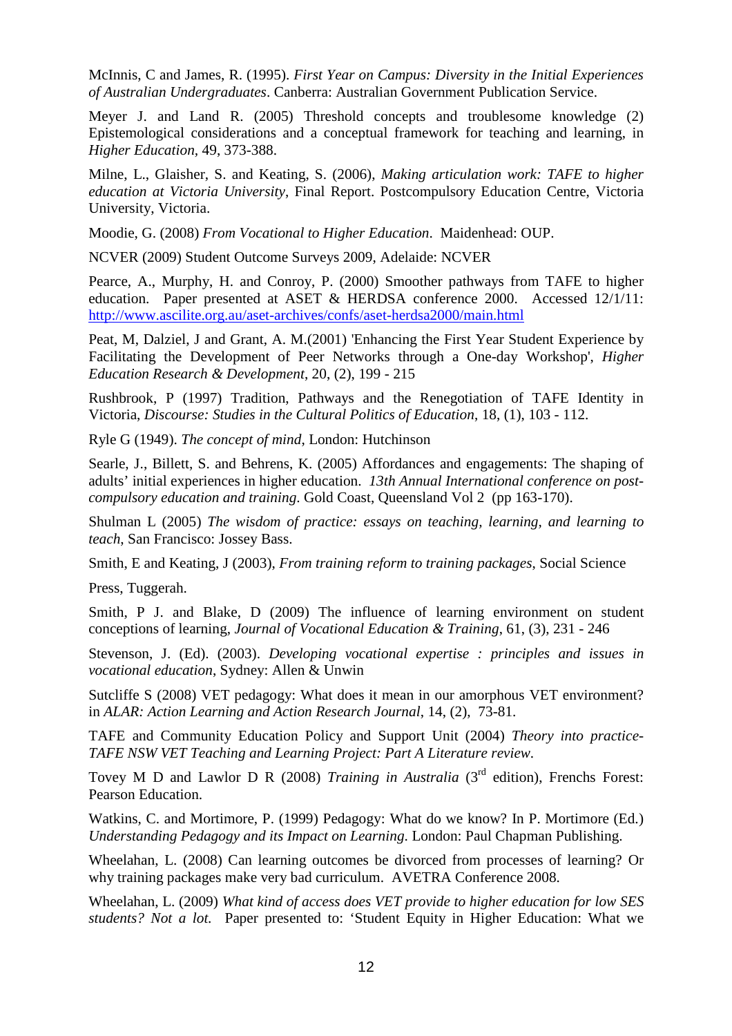McInnis, C and James, R. (1995). *First Year on Campus: Diversity in the Initial Experiences of Australian Undergraduates*. Canberra: Australian Government Publication Service.

Meyer J. and Land R. (2005) Threshold concepts and troublesome knowledge (2) Epistemological considerations and a conceptual framework for teaching and learning, in *Higher Education*, 49, 373-388.

Milne, L., Glaisher, S. and Keating, S. (2006), *Making articulation work: TAFE to higher education at Victoria University*, Final Report. Postcompulsory Education Centre, Victoria University, Victoria.

Moodie, G. (2008) *From Vocational to Higher Education*. Maidenhead: OUP.

NCVER (2009) Student Outcome Surveys 2009, Adelaide: NCVER

Pearce, A., Murphy, H. and Conroy, P. (2000) Smoother pathways from TAFE to higher education. Paper presented at ASET & HERDSA conference 2000. Accessed 12/1/11: http://www.ascilite.org.au/aset-archives/confs/aset-herdsa2000/main.html

Peat, M, Dalziel, J and Grant, A. M.(2001) 'Enhancing the First Year Student Experience by Facilitating the Development of Peer Networks through a One-day Workshop', *Higher Education Research & Development*, 20, (2), 199 - 215

Rushbrook, P (1997) Tradition, Pathways and the Renegotiation of TAFE Identity in Victoria, *Discourse: Studies in the Cultural Politics of Education*, 18, (1), 103 - 112.

Ryle G (1949). *The concept of mind*, London: Hutchinson

Searle, J., Billett, S. and Behrens, K. (2005) Affordances and engagements: The shaping of adults' initial experiences in higher education. *13th Annual International conference on post-compulsory education and training*. Gold Coast, Queensland Vol 2 (pp 163-170).

Shulman L (2005) *The wisdom of practice: essays on teaching, learning, and learning to teach*, San Francisco: Jossey Bass.

Smith, E and Keating, J (2003), *From training reform to training packages*, Social Science

Press, Tuggerah.

Smith, P J. and Blake, D (2009) The influence of learning environment on student conceptions of learning, *Journal of Vocational Education & Training*, 61, (3), 231 - 246

Stevenson, J. (Ed). (2003). *Developing vocational expertise : principles and issues in vocational education*, Sydney: Allen & Unwin

Sutcliffe S (2008) VET pedagogy: What does it mean in our amorphous VET environment? in *ALAR: Action Learning and Action Research Journal*, 14, (2), 73-81.

TAFE and Community Education Policy and Support Unit (2004) *Theory into practice-TAFE NSW VET Teaching and Learning Project: Part A Literature review.*

Tovey M D and Lawlor D R (2008) *Training in Australia* (3rd edition), Frenchs Forest: Pearson Education.

Watkins, C. and Mortimore, P. (1999) Pedagogy: What do we know? In P. Mortimore (Ed.) *Understanding Pedagogy and its Impact on Learning*. London: Paul Chapman Publishing.

Wheelahan, L. (2008) Can learning outcomes be divorced from processes of learning? Or why training packages make very bad curriculum. AVETRA Conference 2008.

Wheelahan, L. (2009) *What kind of access does VET provide to higher education for low SES students? Not a lot.* Paper presented to: 'Student Equity in Higher Education: What we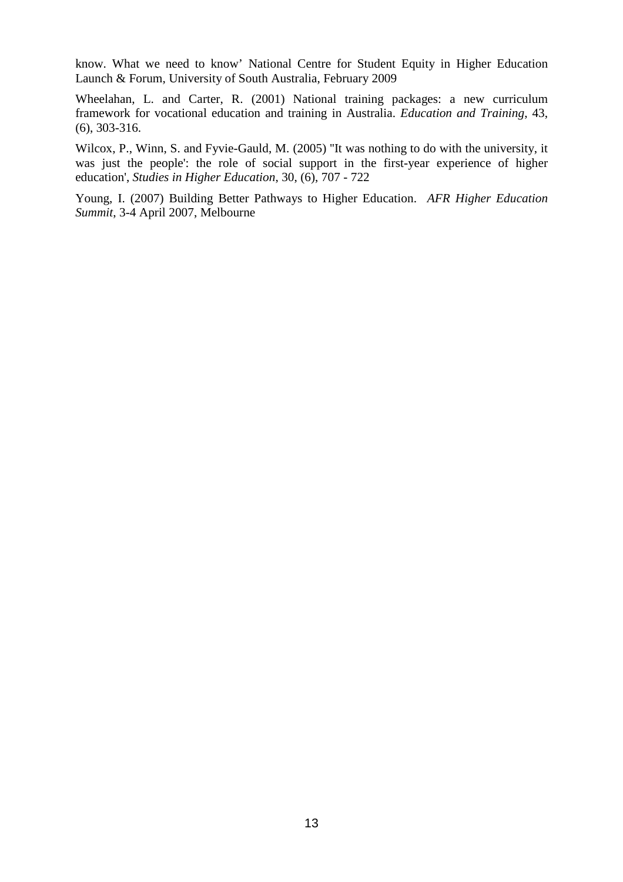know. What we need to know' National Centre for Student Equity in Higher Education Launch & Forum, University of South Australia, February 2009

Wheelahan, L. and Carter, R. (2001) National training packages: a new curriculum framework for vocational education and training in Australia. *Education and Training*, 43, (6), 303-316.

Wilcox, P., Winn, S. and Fyvie-Gauld, M. (2005) "It was nothing to do with the university, it was just the people': the role of social support in the first-year experience of higher education', *Studies in Higher Education*, 30, (6), 707 - 722

Young, I. (2007) Building Better Pathways to Higher Education. *AFR Higher Education Summit*, 3-4 April 2007, Melbourne